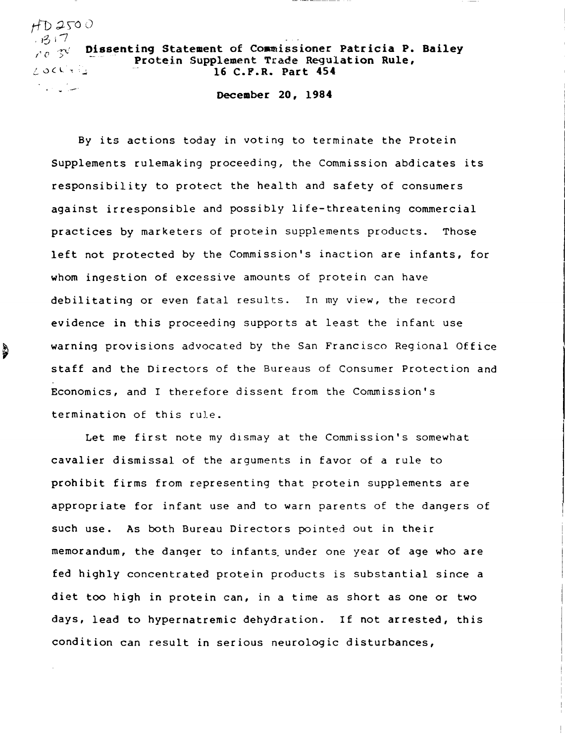**Dissenting Statement of Commissioner Patricia P. Bailey**
**Protein Supplement Trade Regulation Rule,**
**16 C.F.R. Part 454**

**December 20, 1984**

By its actions today in voting to terminate the Protein Supplements rulemaking proceeding, the Commission abdicates its responsibility to protect the health and safety of consumers against irresponsible and possibly life-threatening commercial practices by marketers of protein supplements products. Those left not protected by the Commission's inaction are infants, for whom ingestion of excessive amounts of protein can have debilitating or even fatal results. In my view, the record evidence in this proceeding supports at least the infant use warning provisions advocated by the San Francisco Regional Office staff and the Directors of the Bureaus of Consumer Protection and Economics, and I therefore dissent from the Commission's termination of this rule.

Let me first note my dismay at the Commission's somewhat cavalier dismissal of the arguments in favor of a rule to prohibit firms from representing that protein supplements are appropriate for infant use and to warn parents of the dangers of such use. As both Bureau Directors pointed out in their memorandum, the danger to infants under one year of age who are fed highly concentrated protein products is substantial since a diet too high in protein can, in a time as short as one or two days, lead to hypernatremic dehydration. If not arrested, this condition can result in serious neurologic disturbances,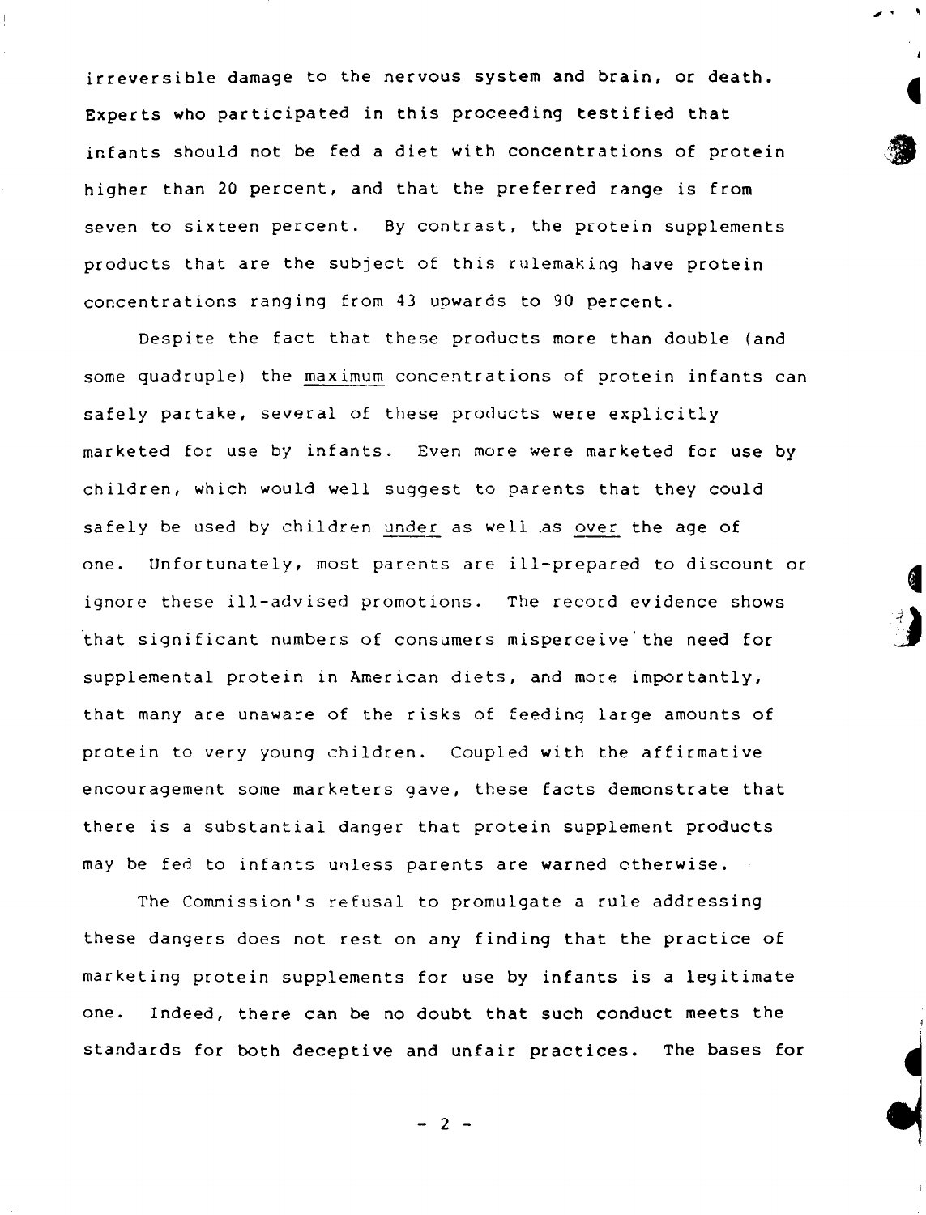irreversible damage to the nervous system and brain, or death. Experts who participated in this proceeding testified that infants should not be fed a diet with concentrations of protein higher than 20 percent, and that the preferred range is from seven to sixteen percent. By contrast, the protein supplements products that are the subject of this rulemaking have protein concentrations ranging from 43 upwards to 90 percent.

Despite the fact that these products more than double (and some quadruple) the <u>maximum</u> concentrations of protein infants can safely partake, several of these products were explicitly marketed for use by infants. Even more were marketed for use by children, which would well suggest to parents that they could safely be used by children <u>under</u> as well as <u>over</u> the age of one. Unfortunately, most parents are ill-prepared to discount or ignore these ill-advised promotions. The record evidence shows that significant numbers of consumers misperceive the need for supplemental protein in American diets, and more importantly, that many are unaware of the risks of feeding large amounts of protein to very young children. Coupled with the affirmative encouragement some marketers gave, these facts demonstrate that there is a substantial danger that protein supplement products may be fed to infants unless parents are warned otherwise.

The Commission's refusal to promulgate a rule addressing these dangers does not rest on any finding that the practice of marketing protein supplements for use by infants is a legitimate one. Indeed, there can be no doubt that such conduct meets the standards for both deceptive and unfair practices. The bases for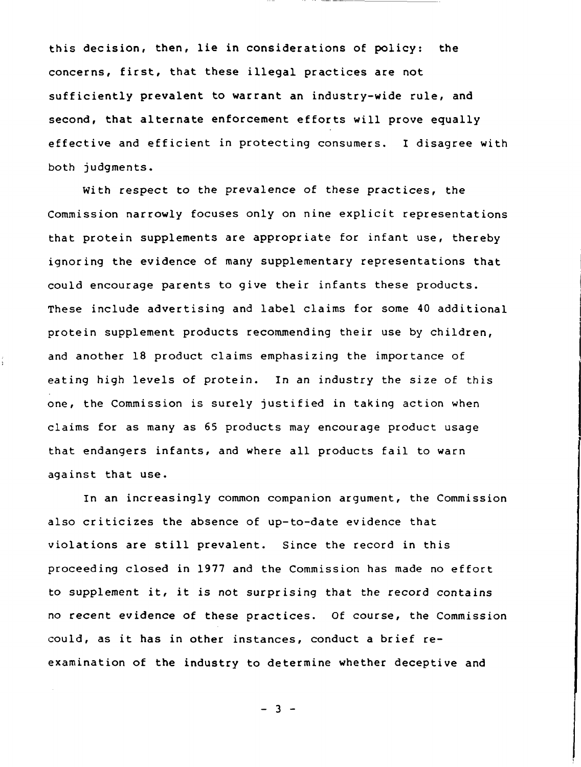this decision, then, lie in considerations of policy: the concerns, first, that these illegal practices are not sufficiently prevalent to warrant an industry-wide rule, and second, that alternate enforcement efforts will prove equally effective and efficient in protecting consumers. I disagree with both judgments.

With respect to the prevalence of these practices, the Commission narrowly focuses only on nine explicit representations that protein supplements are appropriate for infant use, thereby ignoring the evidence of many supplementary representations that could encourage parents to give their infants these products. These include advertising and label claims for some 40 additional protein supplement products recommending their use by children, and another 18 product claims emphasizing the importance of eating high levels of protein. In an industry the size of this one, the Commission is surely justified in taking action when claims for as many as 65 products may encourage product usage that endangers infants, and where all products fail to warn against that use.

In an increasingly common companion argument, the Commission also criticizes the absence of up-to-date evidence that violations are still prevalent. Since the record in this proceeding closed in 1977 and the Commission has made no effort to supplement it, it is not surprising that the record contains no recent evidence of these practices. Of course, the Commission could, as it has in other instances, conduct a brief re-examination of the industry to determine whether deceptive and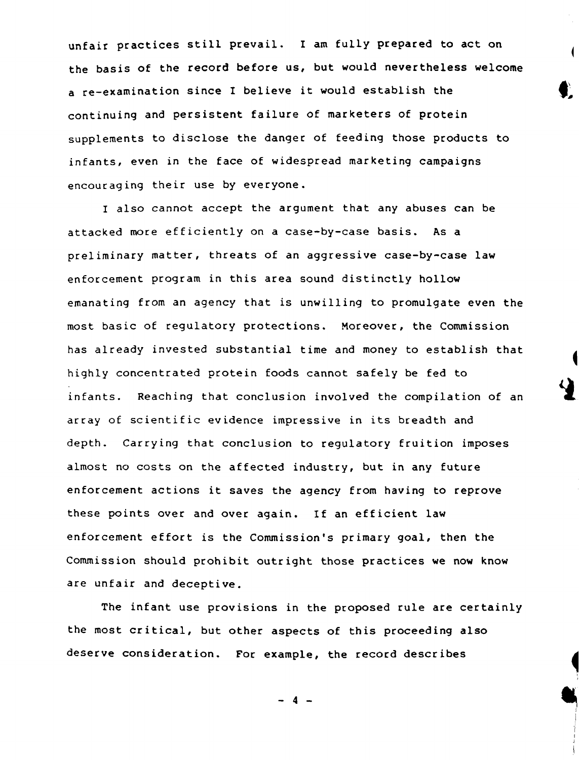unfair practices still prevail. I am fully prepared to act on the basis of the record before us, but would nevertheless welcome a re-examination since I believe it would establish the continuing and persistent failure of marketers of protein supplements to disclose the danger of feeding those products to infants, even in the face of widespread marketing campaigns encouraging their use by everyone.

I also cannot accept the argument that any abuses can be attacked more efficiently on a case-by-case basis. As a preliminary matter, threats of an aggressive case-by-case law enforcement program in this area sound distinctly hollow emanating from an agency that is unwilling to promulgate even the most basic of regulatory protections. Moreover, the Commission has already invested substantial time and money to establish that highly concentrated protein foods cannot safely be fed to infants. Reaching that conclusion involved the compilation of an array of scientific evidence impressive in its breadth and depth. Carrying that conclusion to regulatory fruition imposes almost no costs on the affected industry, but in any future enforcement actions it saves the agency from having to reprove these points over and over again. If an efficient law enforcement effort is the Commission's primary goal, then the Commission should prohibit outright those practices we now know are unfair and deceptive.

The infant use provisions in the proposed rule are certainly the most critical, but other aspects of this proceeding also deserve consideration. For example, the record describes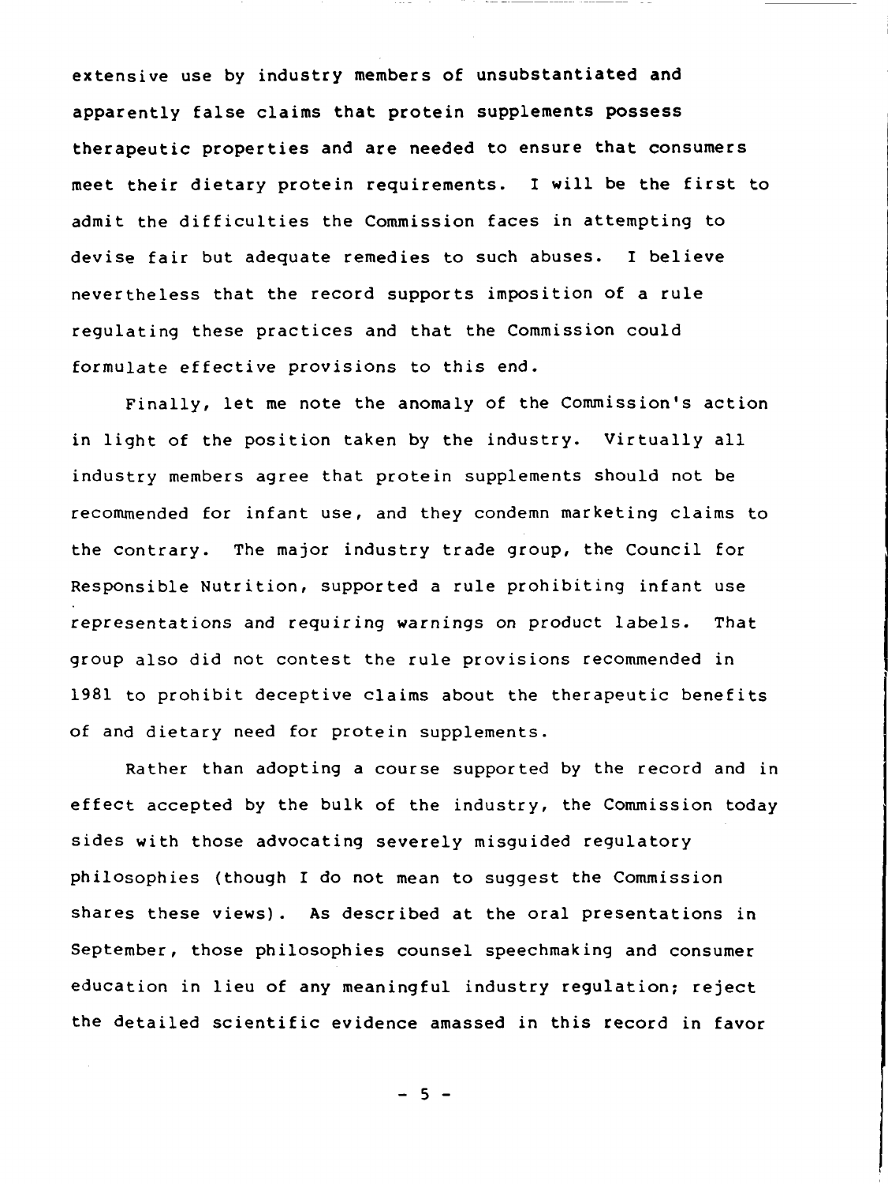extensive use by industry members of unsubstantiated and apparently false claims that protein supplements possess therapeutic properties and are needed to ensure that consumers meet their dietary protein requirements. I will be the first to admit the difficulties the Commission faces in attempting to devise fair but adequate remedies to such abuses. I believe nevertheless that the record supports imposition of a rule regulating these practices and that the Commission could formulate effective provisions to this end.

Finally, let me note the anomaly of the Commission's action in light of the position taken by the industry. Virtually all industry members agree that protein supplements should not be recommended for infant use, and they condemn marketing claims to the contrary. The major industry trade group, the Council for Responsible Nutrition, supported a rule prohibiting infant use representations and requiring warnings on product labels. That group also did not contest the rule provisions recommended in 1981 to prohibit deceptive claims about the therapeutic benefits of and dietary need for protein supplements.

Rather than adopting a course supported by the record and in effect accepted by the bulk of the industry, the Commission today sides with those advocating severely misguided regulatory philosophies (though I do not mean to suggest the Commission shares these views). As described at the oral presentations in September, those philosophies counsel speechmaking and consumer education in lieu of any meaningful industry regulation; reject the detailed scientific evidence amassed in this record in favor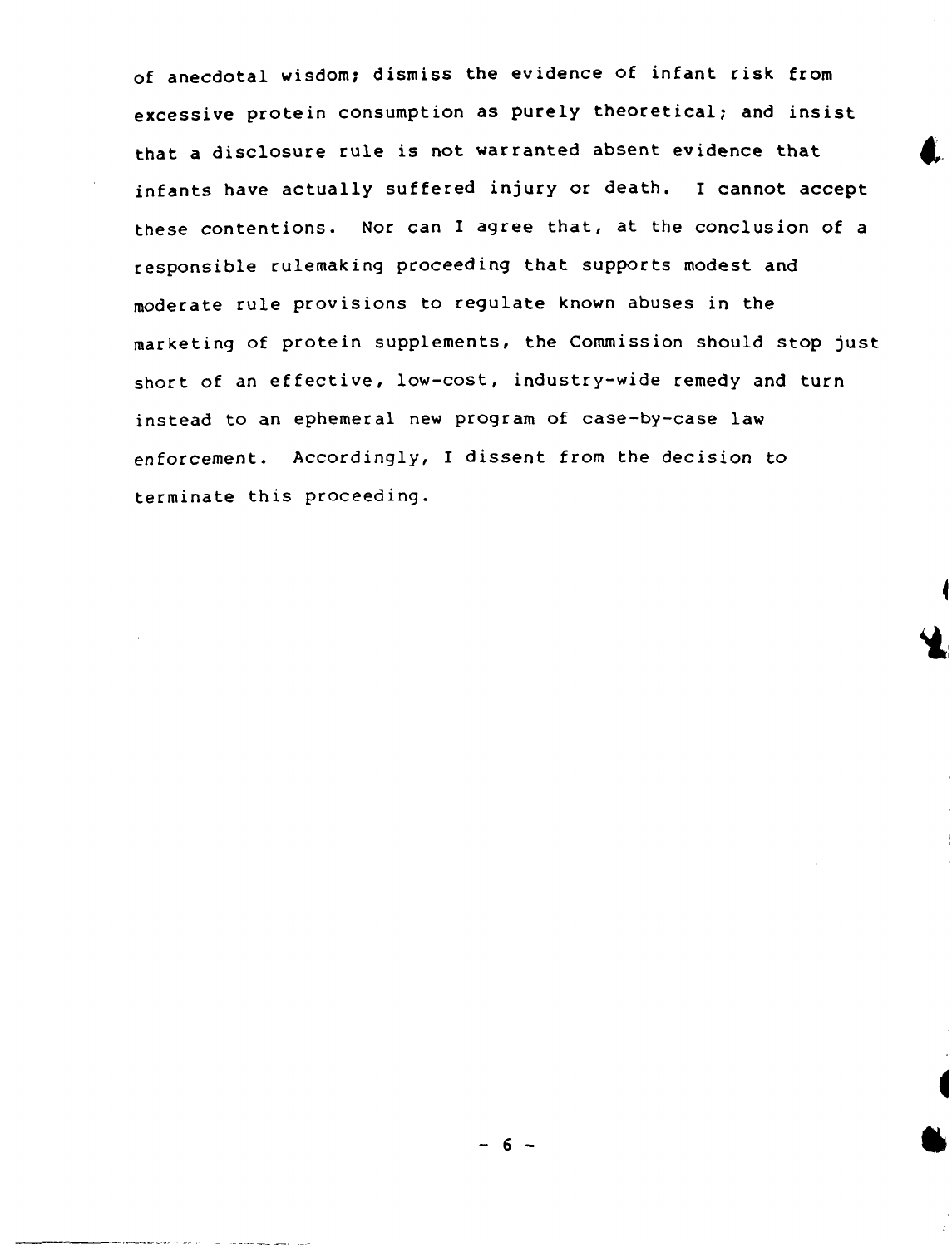of anecdotal wisdom; dismiss the evidence of infant risk from excessive protein consumption as purely theoretical; and insist that a disclosure rule is not warranted absent evidence that infants have actually suffered injury or death. I cannot accept these contentions. Nor can I agree that, at the conclusion of a responsible rulemaking proceeding that supports modest and moderate rule provisions to regulate known abuses in the marketing of protein supplements, the Commission should stop just short of an effective, low-cost, industry-wide remedy and turn instead to an ephemeral new program of case-by-case law enforcement. Accordingly, I dissent from the decision to terminate this proceeding.